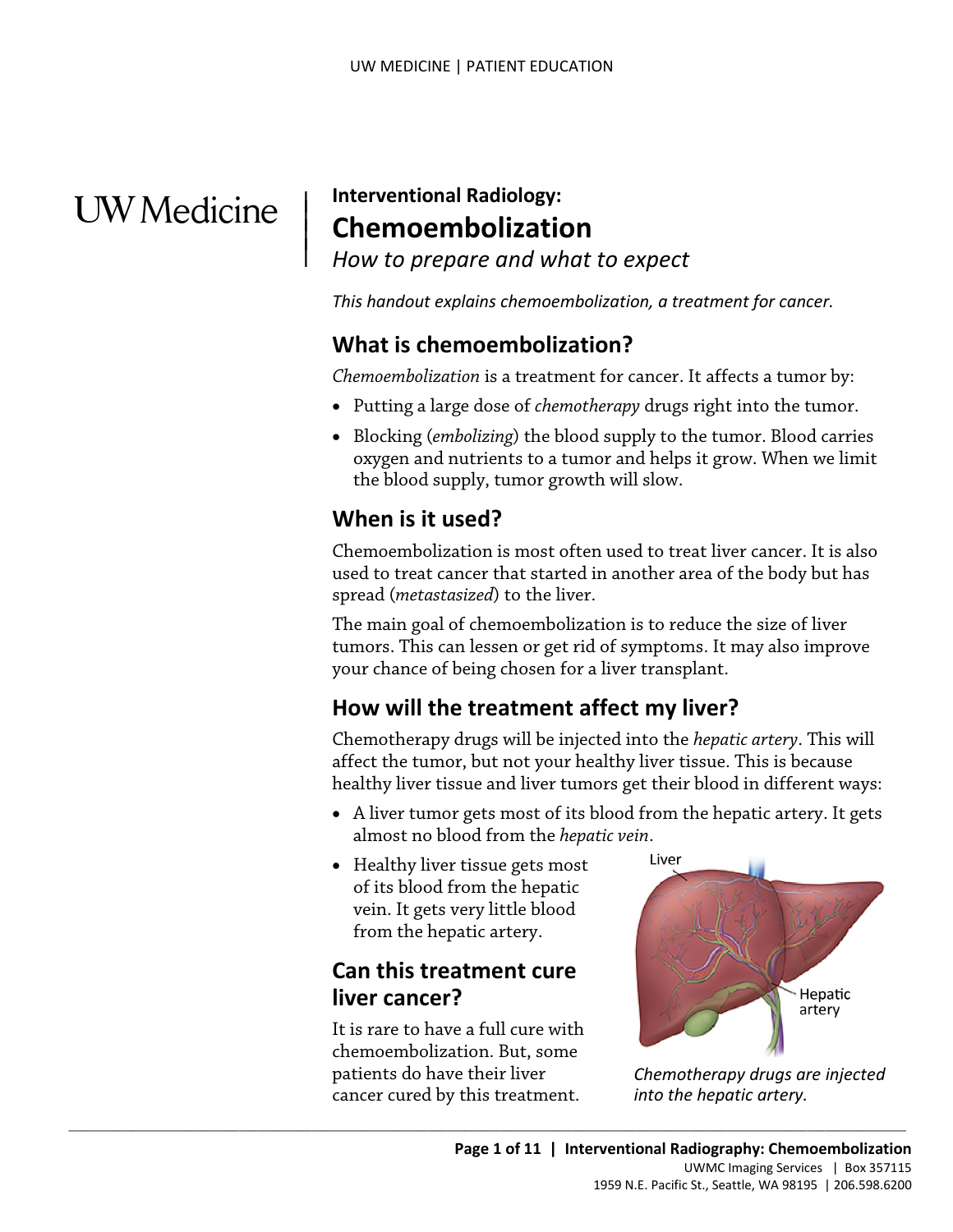UW Medicine

**Interventional Radiology:**

# Chemoembolization

*How to prepare and what to expect*

*This handout explains chemoembolization, a treatment for cancer.*

## What is chemoembolization?

*Chemoembolization* is a treatment for cancer. It affects a tumor by:

- Putting a large dose of *chemotherapy* drugs right into the tumor.
- Blocking (*embolizing*) the blood supply to the tumor. Blood carries oxygen and nutrients to a tumor and helps it grow. When we limit the blood supply, tumor growth will slow.

## When is it used?

Chemoembolization is most often used to treat liver cancer. It is also used to treat cancer that started in another area of the body but has spread (*metastasized*) to the liver.

The main goal of chemoembolization is to reduce the size of liver tumors. This can lessen or get rid of symptoms. It may also improve your chance of being chosen for a liver transplant.

## How will the treatment affect my liver?

Chemotherapy drugs will be injected into the *hepatic artery*. This will affect the tumor, but not your healthy liver tissue. This is because healthy liver tissue and liver tumors get their blood in different ways:

- A liver tumor gets most of its blood from the hepatic artery. It gets almost no blood from the *hepatic vein*.
- Healthy liver tissue gets most of its blood from the hepatic vein. It gets very little blood from the hepatic artery.

Liver

Hepatic artery

*Chemotherapy drugs are injected into the hepatic artery.*

## Can this treatment cure liver cancer?

It is rare to have a full cure with chemoembolization. But, some patients do have their liver cancer cured by this treatment.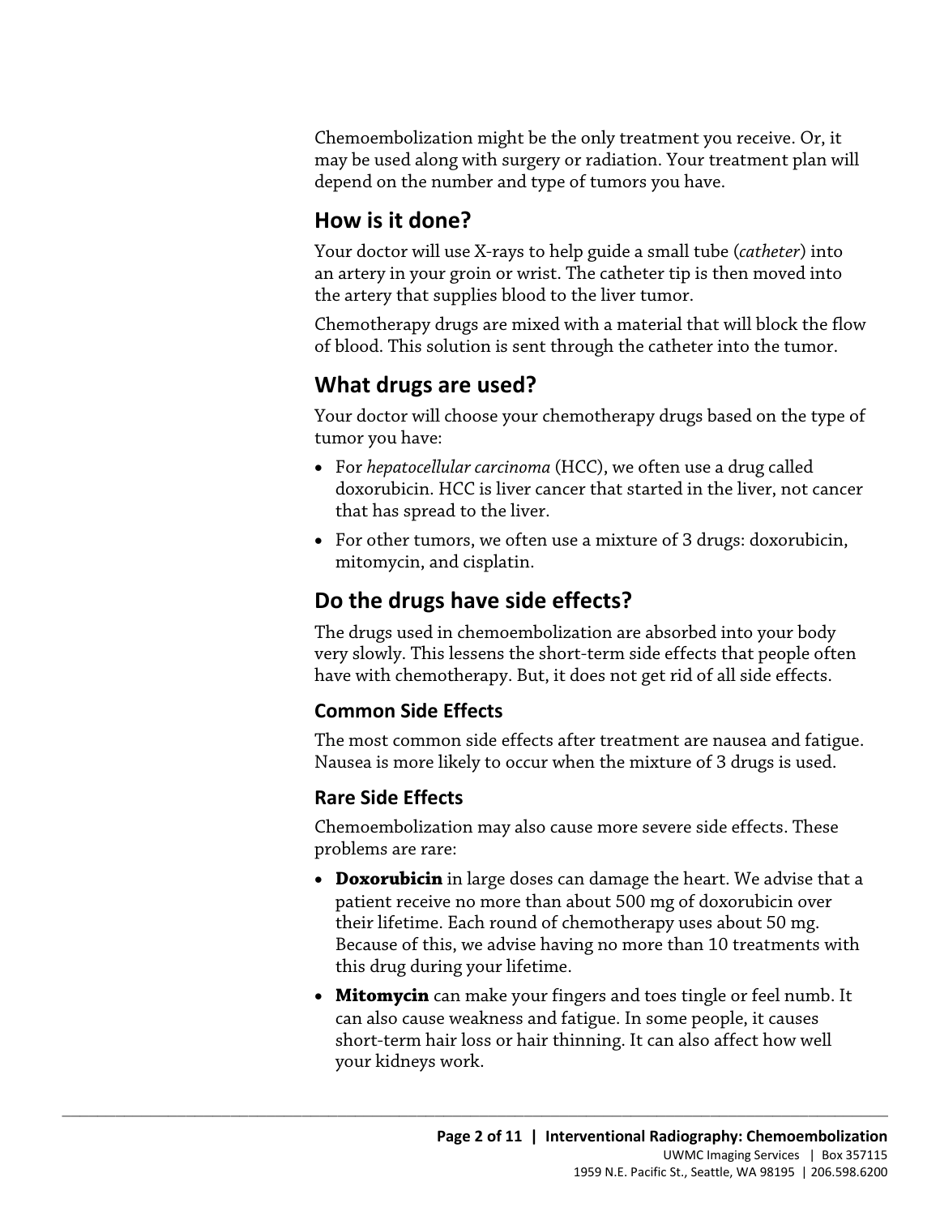Chemoembolization might be the only treatment you receive. Or, it may be used along with surgery or radiation. Your treatment plan will depend on the number and type of tumors you have.

## How is it done?

Your doctor will use X-rays to help guide a small tube (*catheter*) into an artery in your groin or wrist. The catheter tip is then moved into the artery that supplies blood to the liver tumor.

Chemotherapy drugs are mixed with a material that will block the flow of blood. This solution is sent through the catheter into the tumor.

## What drugs are used?

Your doctor will choose your chemotherapy drugs based on the type of tumor you have:

- For *hepatocellular carcinoma* (HCC), we often use a drug called doxorubicin. HCC is liver cancer that started in the liver, not cancer that has spread to the liver.
- For other tumors, we often use a mixture of 3 drugs: doxorubicin, mitomycin, and cisplatin.

## Do the drugs have side effects?

The drugs used in chemoembolization are absorbed into your body very slowly. This lessens the short-term side effects that people often have with chemotherapy. But, it does not get rid of all side effects.

### Common Side Effects

The most common side effects after treatment are nausea and fatigue. Nausea is more likely to occur when the mixture of 3 drugs is used.

### Rare Side Effects

Chemoembolization may also cause more severe side effects. These problems are rare:

- **Doxorubicin** in large doses can damage the heart. We advise that a patient receive no more than about 500 mg of doxorubicin over their lifetime. Each round of chemotherapy uses about 50 mg. Because of this, we advise having no more than 10 treatments with this drug during your lifetime.
- **Mitomycin** can make your fingers and toes tingle or feel numb. It can also cause weakness and fatigue. In some people, it causes short-term hair loss or hair thinning. It can also affect how well your kidneys work.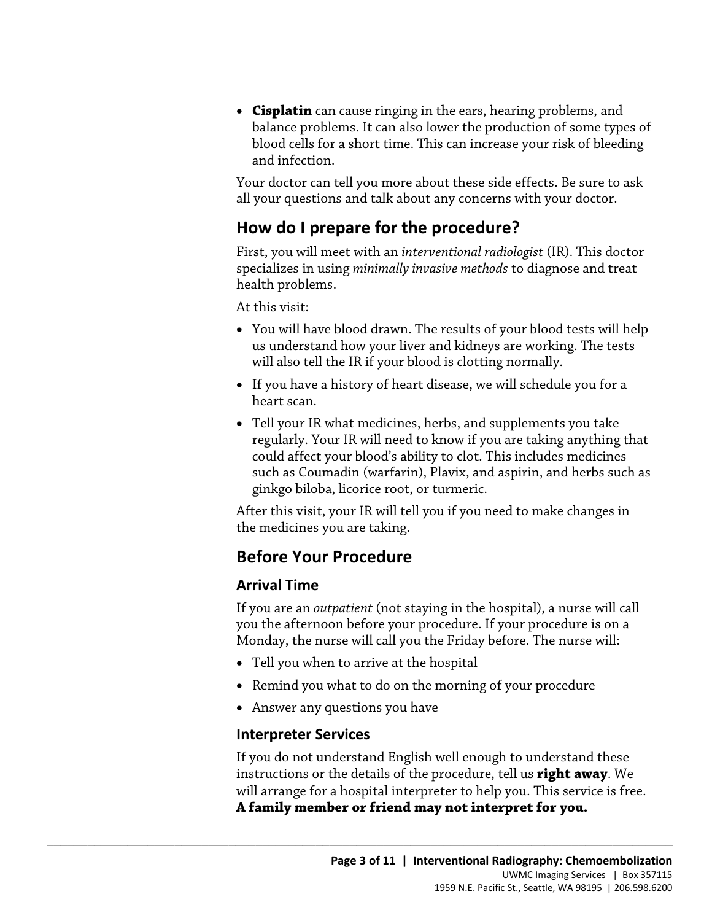- **Cisplatin** can cause ringing in the ears, hearing problems, and balance problems. It can also lower the production of some types of blood cells for a short time. This can increase your risk of bleeding and infection.

Your doctor can tell you more about these side effects. Be sure to ask all your questions and talk about any concerns with your doctor.

## How do I prepare for the procedure?

First, you will meet with an *interventional radiologist* (IR). This doctor specializes in using *minimally invasive methods* to diagnose and treat health problems.

At this visit:

- You will have blood drawn. The results of your blood tests will help us understand how your liver and kidneys are working. The tests will also tell the IR if your blood is clotting normally.
- If you have a history of heart disease, we will schedule you for a heart scan.
- Tell your IR what medicines, herbs, and supplements you take regularly. Your IR will need to know if you are taking anything that could affect your blood's ability to clot. This includes medicines such as Coumadin (warfarin), Plavix, and aspirin, and herbs such as ginkgo biloba, licorice root, or turmeric.

After this visit, your IR will tell you if you need to make changes in the medicines you are taking.

## Before Your Procedure

### Arrival Time

If you are an *outpatient* (not staying in the hospital), a nurse will call you the afternoon before your procedure. If your procedure is on a Monday, the nurse will call you the Friday before. The nurse will:

- Tell you when to arrive at the hospital
- Remind you what to do on the morning of your procedure
- Answer any questions you have

### Interpreter Services

If you do not understand English well enough to understand these instructions or the details of the procedure, tell us **right away**. We will arrange for a hospital interpreter to help you. This service is free. **A family member or friend may not interpret for you.**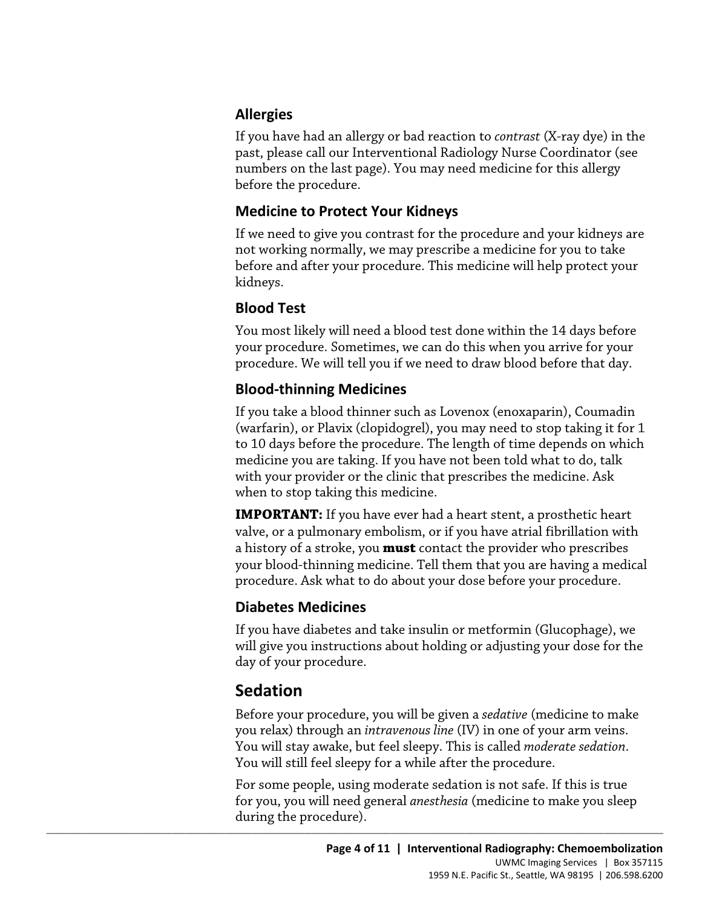### Allergies

If you have had an allergy or bad reaction to *contrast* (X-ray dye) in the past, please call our Interventional Radiology Nurse Coordinator (see numbers on the last page). You may need medicine for this allergy before the procedure.

### Medicine to Protect Your Kidneys

If we need to give you contrast for the procedure and your kidneys are not working normally, we may prescribe a medicine for you to take before and after your procedure. This medicine will help protect your kidneys.

### Blood Test

You most likely will need a blood test done within the 14 days before your procedure. Sometimes, we can do this when you arrive for your procedure. We will tell you if we need to draw blood before that day.

### Blood-thinning Medicines

If you take a blood thinner such as Lovenox (enoxaparin), Coumadin (warfarin), or Plavix (clopidogrel), you may need to stop taking it for 1 to 10 days before the procedure. The length of time depends on which medicine you are taking. If you have not been told what to do, talk with your provider or the clinic that prescribes the medicine. Ask when to stop taking this medicine.

**IMPORTANT:** If you have ever had a heart stent, a prosthetic heart valve, or a pulmonary embolism, or if you have atrial fibrillation with a history of a stroke, you **must** contact the provider who prescribes your blood-thinning medicine. Tell them that you are having a medical procedure. Ask what to do about your dose before your procedure.

### Diabetes Medicines

If you have diabetes and take insulin or metformin (Glucophage), we will give you instructions about holding or adjusting your dose for the day of your procedure.

## Sedation

Before your procedure, you will be given a *sedative* (medicine to make you relax) through an *intravenous line* (IV) in one of your arm veins. You will stay awake, but feel sleepy. This is called *moderate sedation*. You will still feel sleepy for a while after the procedure.

For some people, using moderate sedation is not safe. If this is true for you, you will need general *anesthesia* (medicine to make you sleep during the procedure).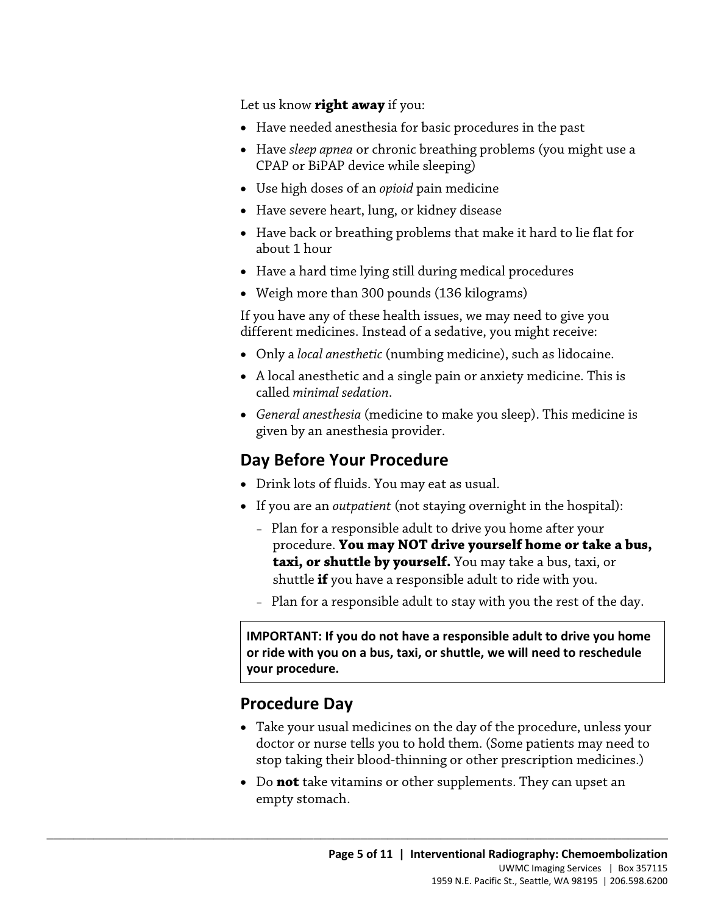Let us know **right away** if you:

- Have needed anesthesia for basic procedures in the past
- Have *sleep apnea* or chronic breathing problems (you might use a CPAP or BiPAP device while sleeping)
- Use high doses of an *opioid* pain medicine
- Have severe heart, lung, or kidney disease
- Have back or breathing problems that make it hard to lie flat for about 1 hour
- Have a hard time lying still during medical procedures
- Weigh more than 300 pounds (136 kilograms)

If you have any of these health issues, we may need to give you different medicines. Instead of a sedative, you might receive:

- Only a *local anesthetic* (numbing medicine), such as lidocaine.
- A local anesthetic and a single pain or anxiety medicine. This is called *minimal sedation*.
- *General anesthesia* (medicine to make you sleep). This medicine is given by an anesthesia provider.

## Day Before Your Procedure

- Drink lots of fluids. You may eat as usual.
- If you are an *outpatient* (not staying overnight in the hospital):
  - Plan for a responsible adult to drive you home after your procedure. **You may NOT drive yourself home or take a bus, taxi, or shuttle by yourself.** You may take a bus, taxi, or shuttle **if** you have a responsible adult to ride with you.
  - Plan for a responsible adult to stay with you the rest of the day.

**IMPORTANT: If you do not have a responsible adult to drive you home or ride with you on a bus, taxi, or shuttle, we will need to reschedule your procedure.**

## Procedure Day

- Take your usual medicines on the day of the procedure, unless your doctor or nurse tells you to hold them. (Some patients may need to stop taking their blood-thinning or other prescription medicines.)
- Do **not** take vitamins or other supplements. They can upset an empty stomach.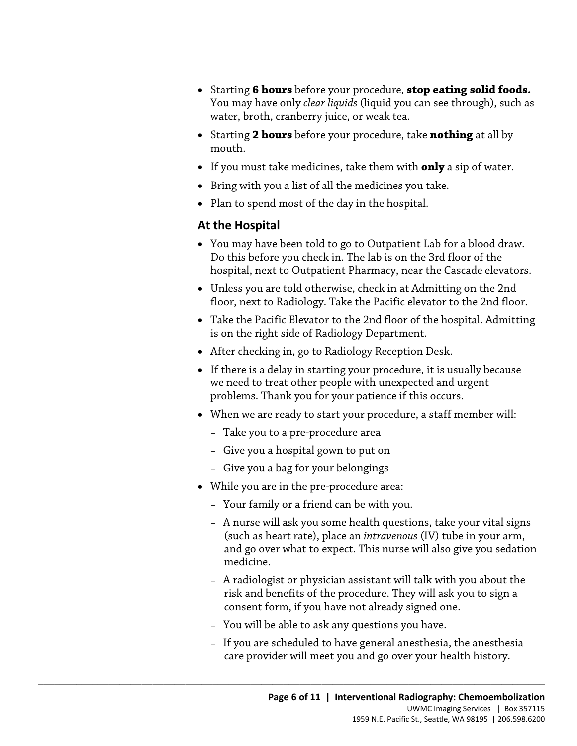- Starting **6 hours** before your procedure, **stop eating solid foods.** You may have only *clear liquids* (liquid you can see through), such as water, broth, cranberry juice, or weak tea.
- Starting **2 hours** before your procedure, take **nothing** at all by mouth.
- If you must take medicines, take them with **only** a sip of water.
- Bring with you a list of all the medicines you take.
- Plan to spend most of the day in the hospital.

## At the Hospital

- You may have been told to go to Outpatient Lab for a blood draw. Do this before you check in. The lab is on the 3rd floor of the hospital, next to Outpatient Pharmacy, near the Cascade elevators.
- Unless you are told otherwise, check in at Admitting on the 2nd floor, next to Radiology. Take the Pacific elevator to the 2nd floor.
- Take the Pacific Elevator to the 2nd floor of the hospital. Admitting is on the right side of Radiology Department.
- After checking in, go to Radiology Reception Desk.
- If there is a delay in starting your procedure, it is usually because we need to treat other people with unexpected and urgent problems. Thank you for your patience if this occurs.
- When we are ready to start your procedure, a staff member will:
  - Take you to a pre-procedure area
  - Give you a hospital gown to put on
  - Give you a bag for your belongings
- While you are in the pre-procedure area:
  - Your family or a friend can be with you.
  - A nurse will ask you some health questions, take your vital signs (such as heart rate), place an *intravenous* (IV) tube in your arm, and go over what to expect. This nurse will also give you sedation medicine.
  - A radiologist or physician assistant will talk with you about the risk and benefits of the procedure. They will ask you to sign a consent form, if you have not already signed one.
  - You will be able to ask any questions you have.
  - If you are scheduled to have general anesthesia, the anesthesia care provider will meet you and go over your health history.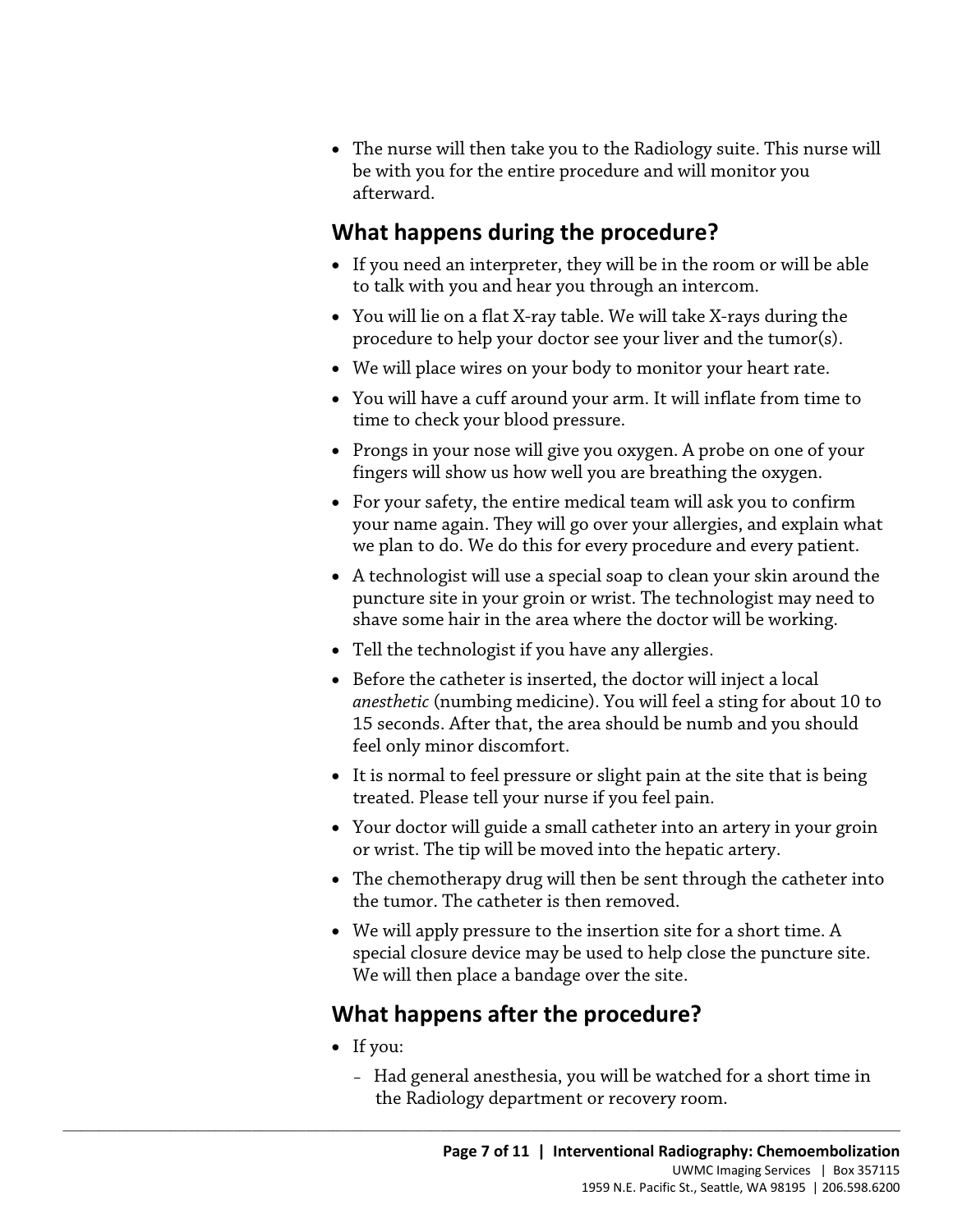- The nurse will then take you to the Radiology suite. This nurse will be with you for the entire procedure and will monitor you afterward.

## What happens during the procedure?

- If you need an interpreter, they will be in the room or will be able to talk with you and hear you through an intercom.
- You will lie on a flat X-ray table. We will take X-rays during the procedure to help your doctor see your liver and the tumor(s).
- We will place wires on your body to monitor your heart rate.
- You will have a cuff around your arm. It will inflate from time to time to check your blood pressure.
- Prongs in your nose will give you oxygen. A probe on one of your fingers will show us how well you are breathing the oxygen.
- For your safety, the entire medical team will ask you to confirm your name again. They will go over your allergies, and explain what we plan to do. We do this for every procedure and every patient.
- A technologist will use a special soap to clean your skin around the puncture site in your groin or wrist. The technologist may need to shave some hair in the area where the doctor will be working.
- Tell the technologist if you have any allergies.
- Before the catheter is inserted, the doctor will inject a local *anesthetic* (numbing medicine). You will feel a sting for about 10 to 15 seconds. After that, the area should be numb and you should feel only minor discomfort.
- It is normal to feel pressure or slight pain at the site that is being treated. Please tell your nurse if you feel pain.
- Your doctor will guide a small catheter into an artery in your groin or wrist. The tip will be moved into the hepatic artery.
- The chemotherapy drug will then be sent through the catheter into the tumor. The catheter is then removed.
- We will apply pressure to the insertion site for a short time. A special closure device may be used to help close the puncture site. We will then place a bandage over the site.

## What happens after the procedure?

- If you:
  - Had general anesthesia, you will be watched for a short time in the Radiology department or recovery room.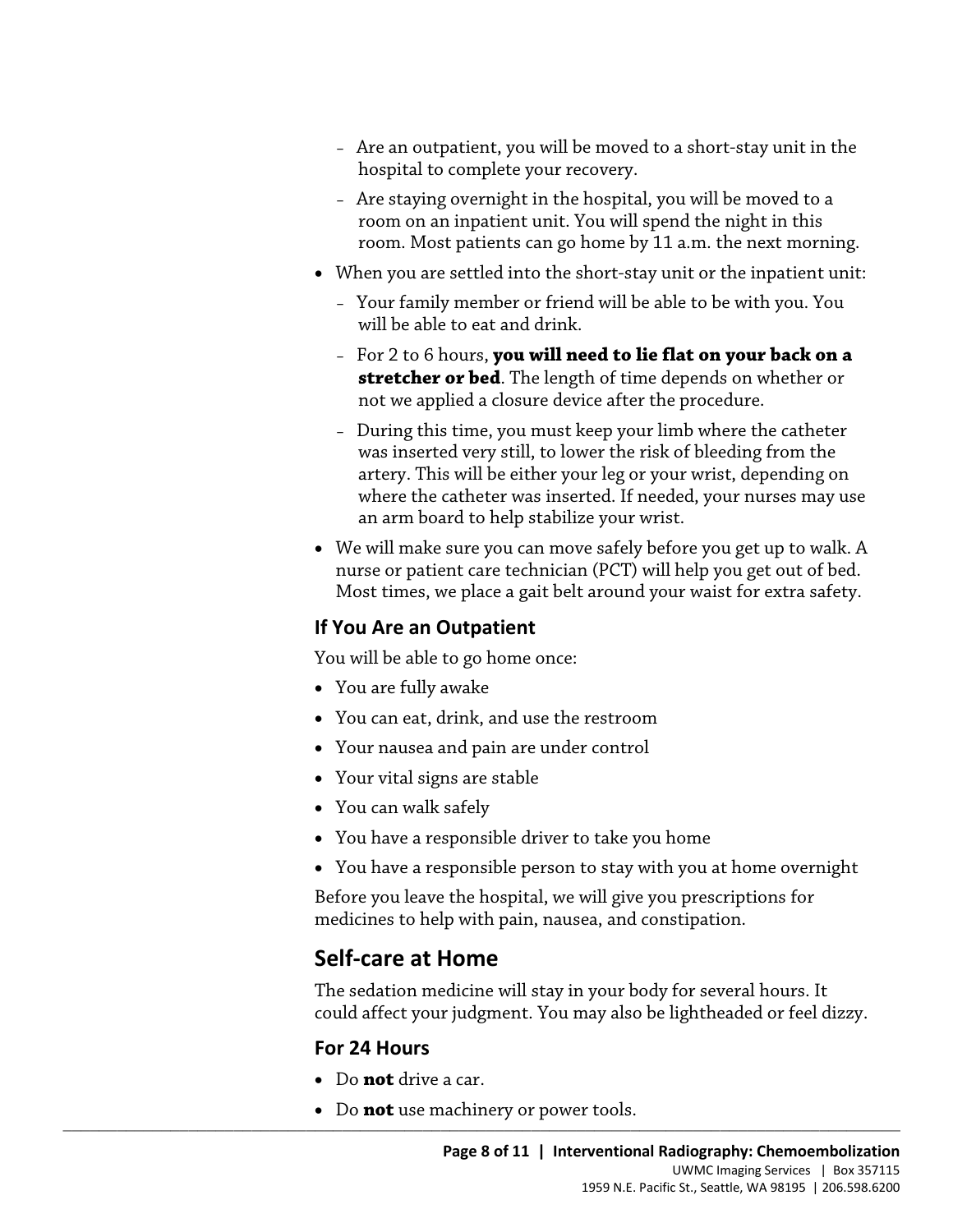- Are an outpatient, you will be moved to a short-stay unit in the hospital to complete your recovery.
  - Are staying overnight in the hospital, you will be moved to a room on an inpatient unit. You will spend the night in this room. Most patients can go home by 11 a.m. the next morning.
- When you are settled into the short-stay unit or the inpatient unit:
  - Your family member or friend will be able to be with you. You will be able to eat and drink.
  - For 2 to 6 hours, **you will need to lie flat on your back on a stretcher or bed**. The length of time depends on whether or not we applied a closure device after the procedure.
  - During this time, you must keep your limb where the catheter was inserted very still, to lower the risk of bleeding from the artery. This will be either your leg or your wrist, depending on where the catheter was inserted. If needed, your nurses may use an arm board to help stabilize your wrist.
- We will make sure you can move safely before you get up to walk. A nurse or patient care technician (PCT) will help you get out of bed. Most times, we place a gait belt around your waist for extra safety.

### If You Are an Outpatient

You will be able to go home once:

- You are fully awake
- You can eat, drink, and use the restroom
- Your nausea and pain are under control
- Your vital signs are stable
- You can walk safely
- You have a responsible driver to take you home
- You have a responsible person to stay with you at home overnight

Before you leave the hospital, we will give you prescriptions for medicines to help with pain, nausea, and constipation.

## Self-care at Home

The sedation medicine will stay in your body for several hours. It could affect your judgment. You may also be lightheaded or feel dizzy.

### For 24 Hours

- Do **not** drive a car.
- Do **not** use machinery or power tools.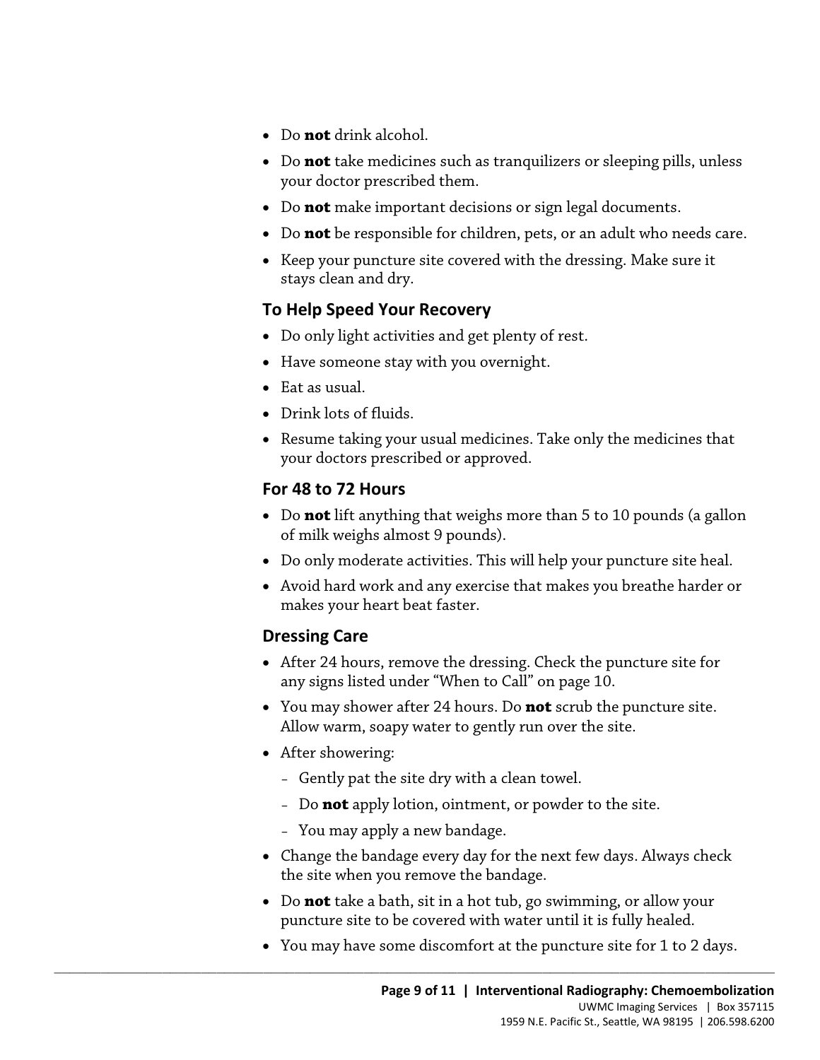- Do **not** drink alcohol.
- Do **not** take medicines such as tranquilizers or sleeping pills, unless your doctor prescribed them.
- Do **not** make important decisions or sign legal documents.
- Do **not** be responsible for children, pets, or an adult who needs care.
- Keep your puncture site covered with the dressing. Make sure it stays clean and dry.

### To Help Speed Your Recovery

- Do only light activities and get plenty of rest.
- Have someone stay with you overnight.
- Eat as usual.
- Drink lots of fluids.
- Resume taking your usual medicines. Take only the medicines that your doctors prescribed or approved.

### For 48 to 72 Hours

- Do **not** lift anything that weighs more than 5 to 10 pounds (a gallon of milk weighs almost 9 pounds).
- Do only moderate activities. This will help your puncture site heal.
- Avoid hard work and any exercise that makes you breathe harder or makes your heart beat faster.

### Dressing Care

- After 24 hours, remove the dressing. Check the puncture site for any signs listed under "When to Call" on page 10.
- You may shower after 24 hours. Do **not** scrub the puncture site. Allow warm, soapy water to gently run over the site.
- After showering:
  - Gently pat the site dry with a clean towel.
  - Do **not** apply lotion, ointment, or powder to the site.
  - You may apply a new bandage.
- Change the bandage every day for the next few days. Always check the site when you remove the bandage.
- Do **not** take a bath, sit in a hot tub, go swimming, or allow your puncture site to be covered with water until it is fully healed.
- You may have some discomfort at the puncture site for 1 to 2 days.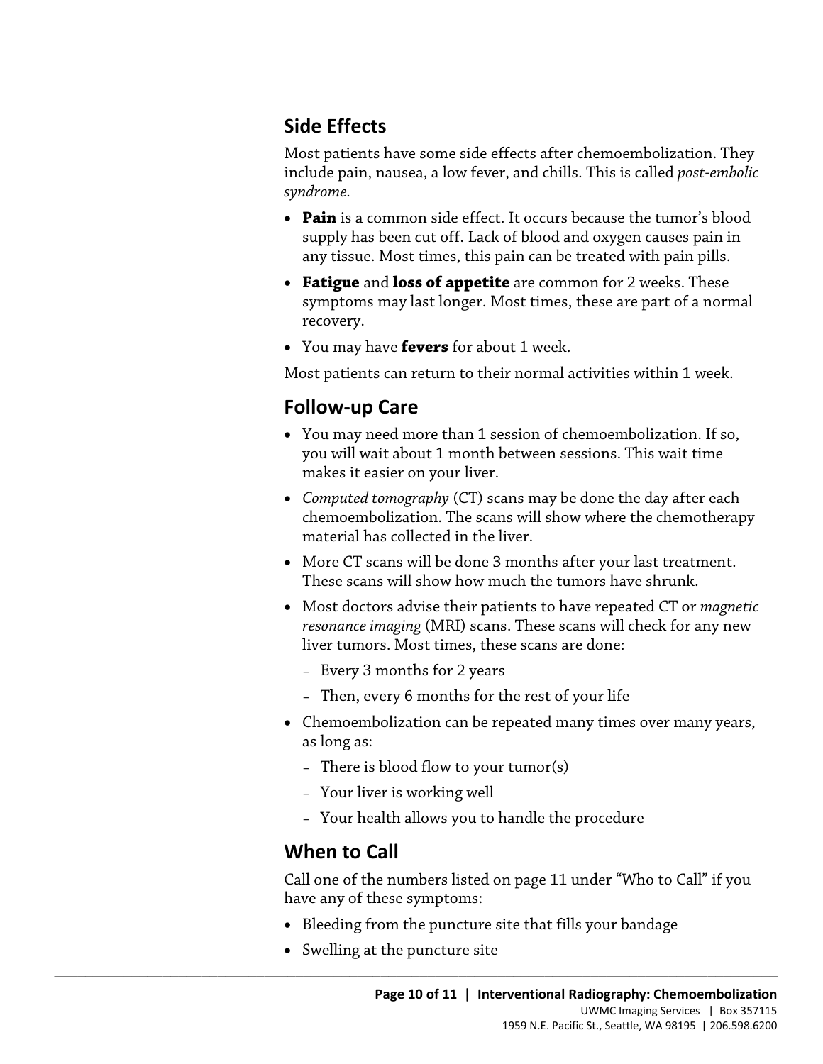## Side Effects

Most patients have some side effects after chemoembolization. They include pain, nausea, a low fever, and chills. This is called *post-embolic syndrome*.

- **Pain** is a common side effect. It occurs because the tumor's blood supply has been cut off. Lack of blood and oxygen causes pain in any tissue. Most times, this pain can be treated with pain pills.
- **Fatigue** and **loss of appetite** are common for 2 weeks. These symptoms may last longer. Most times, these are part of a normal recovery.
- You may have **fevers** for about 1 week.

Most patients can return to their normal activities within 1 week.

## Follow-up Care

- You may need more than 1 session of chemoembolization. If so, you will wait about 1 month between sessions. This wait time makes it easier on your liver.
- *Computed tomography* (CT) scans may be done the day after each chemoembolization. The scans will show where the chemotherapy material has collected in the liver.
- More CT scans will be done 3 months after your last treatment. These scans will show how much the tumors have shrunk.
- Most doctors advise their patients to have repeated CT or *magnetic resonance imaging* (MRI) scans. These scans will check for any new liver tumors. Most times, these scans are done:
  - Every 3 months for 2 years
  - Then, every 6 months for the rest of your life
- Chemoembolization can be repeated many times over many years, as long as:
  - There is blood flow to your tumor(s)
  - Your liver is working well
  - Your health allows you to handle the procedure

## When to Call

Call one of the numbers listed on page 11 under "Who to Call" if you have any of these symptoms:

- Bleeding from the puncture site that fills your bandage
- Swelling at the puncture site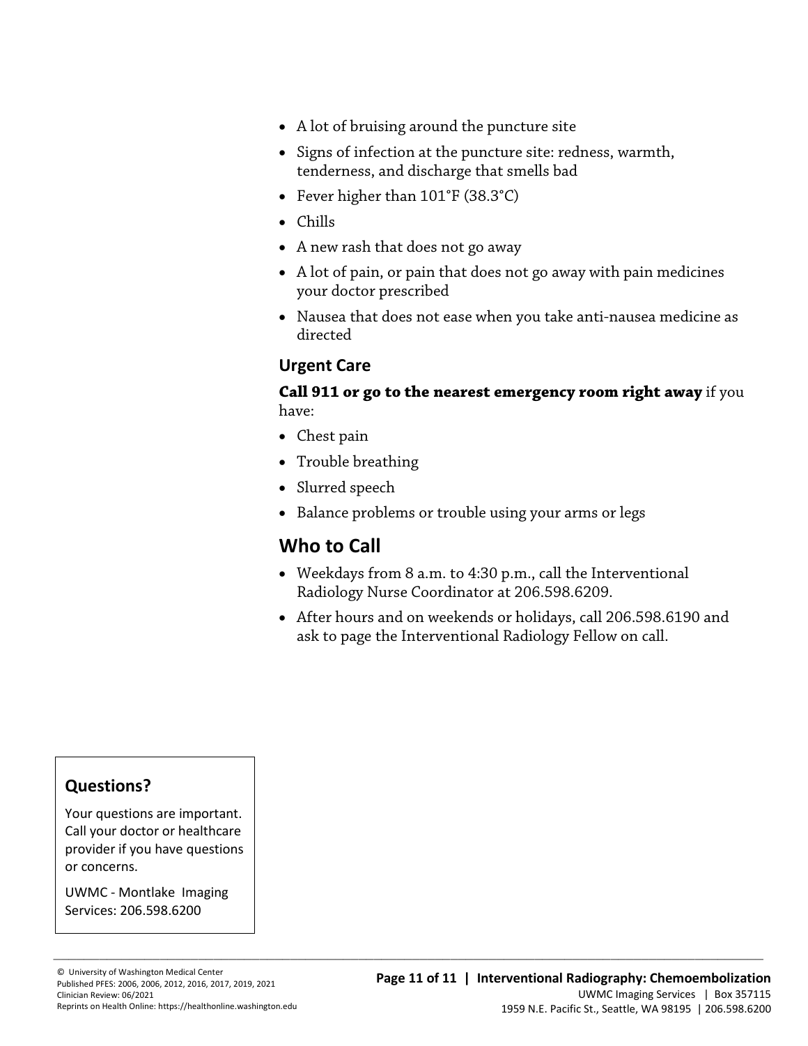- A lot of bruising around the puncture site
- Signs of infection at the puncture site: redness, warmth, tenderness, and discharge that smells bad
- Fever higher than 101°F (38.3°C)
- Chills
- A new rash that does not go away
- A lot of pain, or pain that does not go away with pain medicines your doctor prescribed
- Nausea that does not ease when you take anti-nausea medicine as directed

### Urgent Care

**Call 911 or go to the nearest emergency room right away** if you have:

- Chest pain
- Trouble breathing
- Slurred speech
- Balance problems or trouble using your arms or legs

## Who to Call

- Weekdays from 8 a.m. to 4:30 p.m., call the Interventional Radiology Nurse Coordinator at 206.598.6209.
- After hours and on weekends or holidays, call 206.598.6190 and ask to page the Interventional Radiology Fellow on call.

### Questions?

Your questions are important. Call your doctor or healthcare provider if you have questions or concerns.

UWMC - Montlake Imaging Services: 206.598.6200

© University of Washington Medical Center
Published PFES: 2006, 2006, 2012, 2016, 2017, 2019, 2021
Clinician Review: 06/2021
Reprints on Health Online: https://healthonline.washington.edu

UWMC Imaging Services | Box 357115
1959 N.E. Pacific St., Seattle, WA 98195 | 206.598.6200